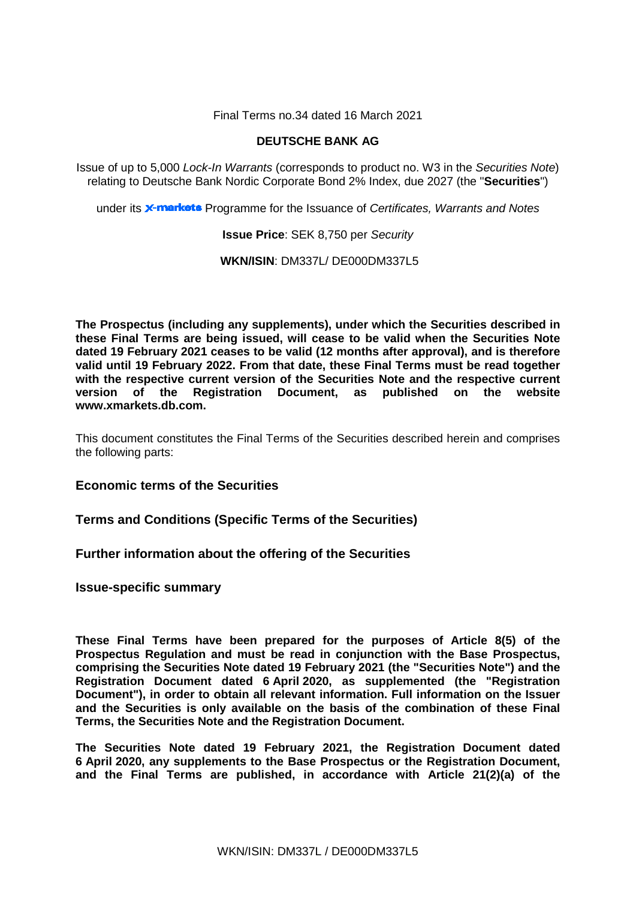Final Terms no.34 dated 16 March 2021

**DEUTSCHE BANK AG**

Issue of up to 5,000 *Lock-In Warrants* (corresponds to product no. W3 in the *Securities Note*) relating to Deutsche Bank Nordic Corporate Bond 2% Index, due 2027 (the "**Securities**")

under its X-markets Programme for the Issuance of *Certificates, Warrants and Notes*

**Issue Price**: SEK 8,750 per *Security*

**WKN/ISIN**: DM337L/ DE000DM337L5

**The Prospectus (including any supplements), under which the Securities described in these Final Terms are being issued, will cease to be valid when the Securities Note dated 19 February 2021 ceases to be valid (12 months after approval), and is therefore valid until 19 February 2022. From that date, these Final Terms must be read together with the respective current version of the Securities Note and the respective current version of the Registration Document, as published on the website www.xmarkets.db.com.**

This document constitutes the Final Terms of the Securities described herein and comprises the following parts:

**Economic terms of the Securities**

**Terms and Conditions (Specific Terms of the Securities)**

**Further information about the offering of the Securities**

**Issue-specific summary**

**These Final Terms have been prepared for the purposes of Article 8(5) of the Prospectus Regulation and must be read in conjunction with the Base Prospectus, comprising the Securities Note dated 19 February 2021 (the "Securities Note") and the Registration Document dated 6 April 2020, as supplemented (the "Registration Document"), in order to obtain all relevant information. Full information on the Issuer and the Securities is only available on the basis of the combination of these Final Terms, the Securities Note and the Registration Document.**

**The Securities Note dated 19 February 2021, the Registration Document dated 6 April 2020, any supplements to the Base Prospectus or the Registration Document, and the Final Terms are published, in accordance with Article 21(2)(a) of the**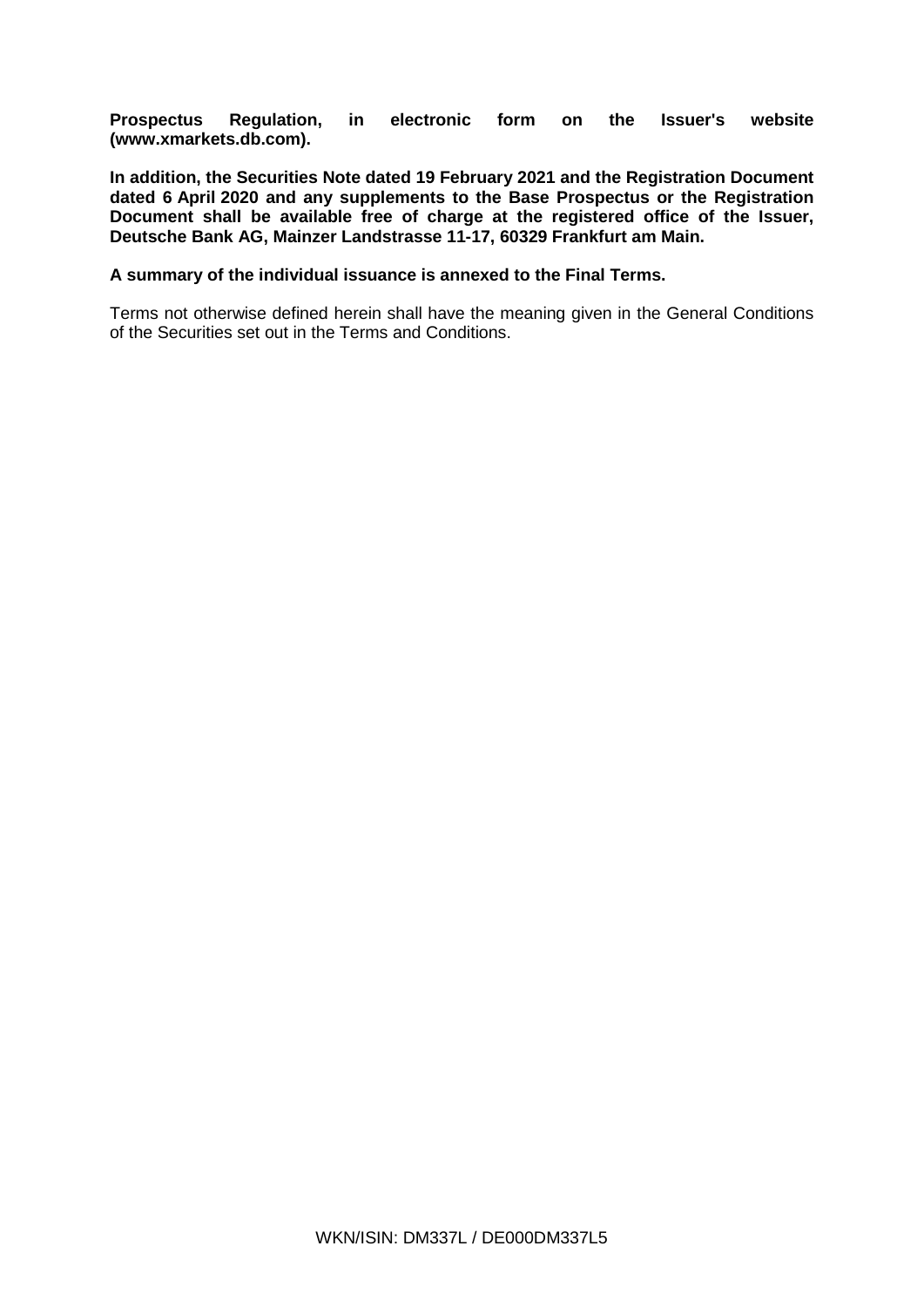**Prospectus Regulation, in electronic form on the Issuer's website (www.xmarkets.db.com).**

**In addition, the Securities Note dated 19 February 2021 and the Registration Document dated 6 April 2020 and any supplements to the Base Prospectus or the Registration Document shall be available free of charge at the registered office of the Issuer, Deutsche Bank AG, Mainzer Landstrasse 11-17, 60329 Frankfurt am Main.**

**A summary of the individual issuance is annexed to the Final Terms.**

Terms not otherwise defined herein shall have the meaning given in the General Conditions of the Securities set out in the Terms and Conditions.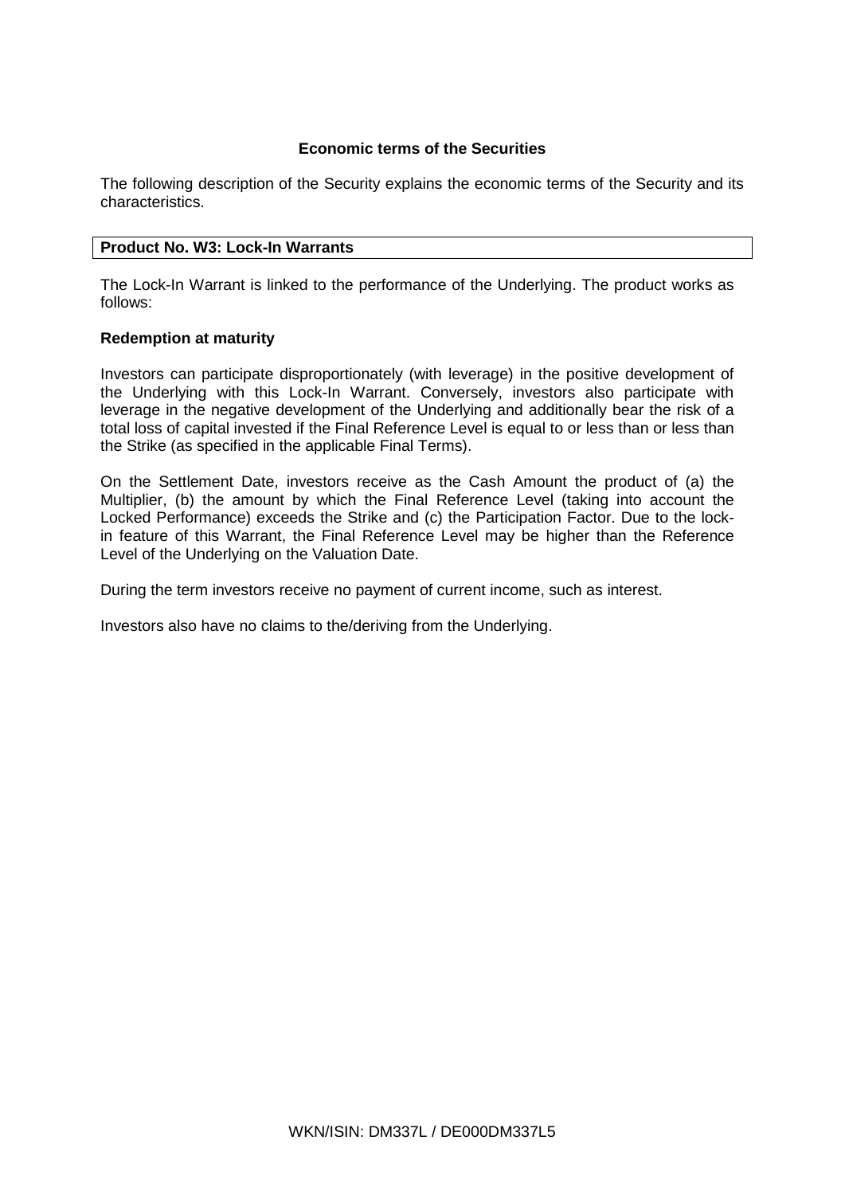## Economic terms of the Securities

The following description of the Security explains the economic terms of the Security and its characteristics.

**Product No. W3: Lock-In Warrants**

The Lock-In Warrant is linked to the performance of the Underlying. The product works as follows:

**Redemption at maturity**

Investors can participate disproportionately (with leverage) in the positive development of the Underlying with this Lock-In Warrant. Conversely, investors also participate with leverage in the negative development of the Underlying and additionally bear the risk of a total loss of capital invested if the Final Reference Level is equal to or less than or less than the Strike (as specified in the applicable Final Terms).

On the Settlement Date, investors receive as the Cash Amount the product of (a) the Multiplier, (b) the amount by which the Final Reference Level (taking into account the Locked Performance) exceeds the Strike and (c) the Participation Factor. Due to the lock-in feature of this Warrant, the Final Reference Level may be higher than the Reference Level of the Underlying on the Valuation Date.

During the term investors receive no payment of current income, such as interest.

Investors also have no claims to the/deriving from the Underlying.

WKN/ISIN: DM337L / DE000DM337L5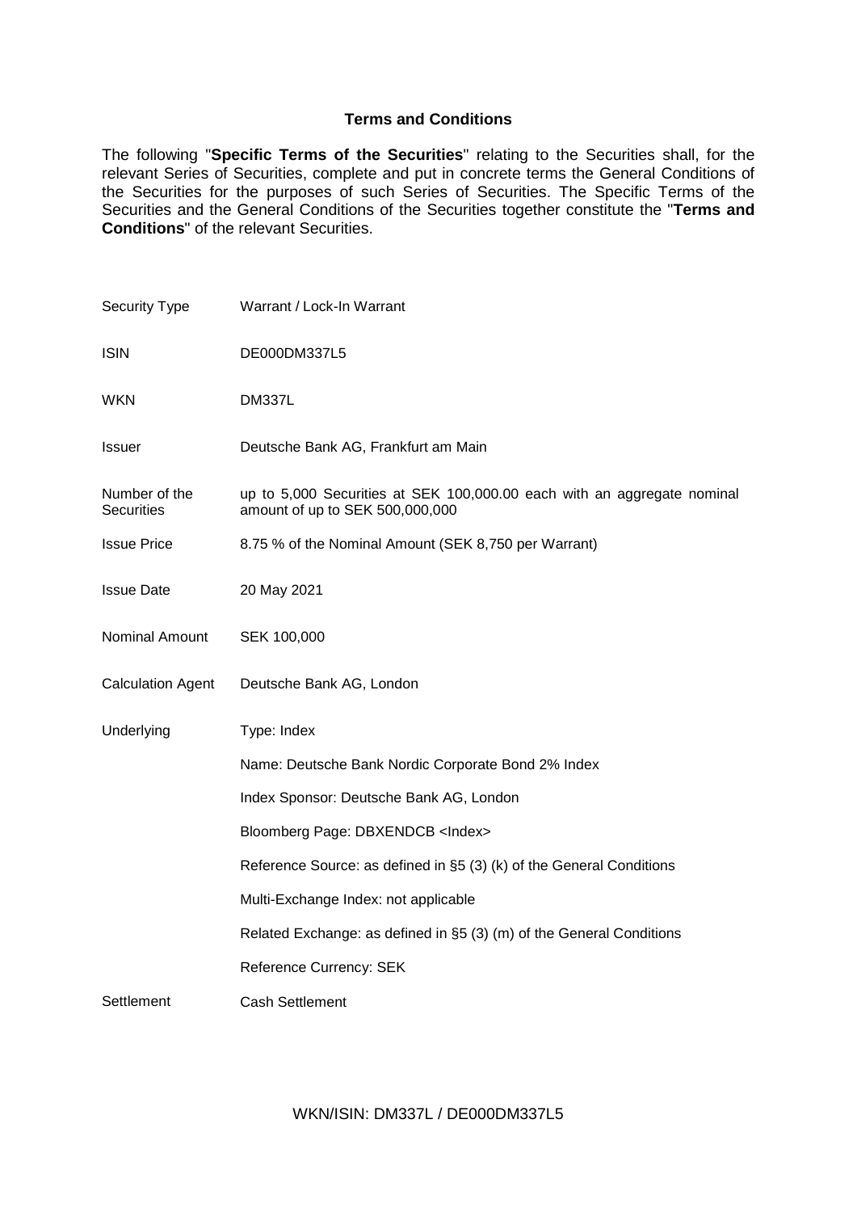## Terms and Conditions

The following "**Specific Terms of the Securities**" relating to the Securities shall, for the relevant Series of Securities, complete and put in concrete terms the General Conditions of the Securities for the purposes of such Series of Securities. The Specific Terms of the Securities and the General Conditions of the Securities together constitute the "**Terms and Conditions**" of the relevant Securities.

| | |
|---|---|
| Security Type | Warrant / Lock-In Warrant |
| ISIN | DE000DM337L5 |
| WKN | DM337L |
| Issuer | Deutsche Bank AG, Frankfurt am Main |
| Number of the Securities | up to 5,000 Securities at SEK 100,000.00 each with an aggregate nominal amount of up to SEK 500,000,000 |
| Issue Price | 8.75 % of the Nominal Amount (SEK 8,750 per Warrant) |
| Issue Date | 20 May 2021 |
| Nominal Amount | SEK 100,000 |
| Calculation Agent | Deutsche Bank AG, London |
| Underlying | Type: Index |
| | Name: Deutsche Bank Nordic Corporate Bond 2% Index |
| | Index Sponsor: Deutsche Bank AG, London |
| | Bloomberg Page: DBXENDCB <Index> |
| | Reference Source: as defined in §5 (3) (k) of the General Conditions |
| | Multi-Exchange Index: not applicable |
| | Related Exchange: as defined in §5 (3) (m) of the General Conditions |
| | Reference Currency: SEK |
| Settlement | Cash Settlement |

WKN/ISIN: DM337L / DE000DM337L5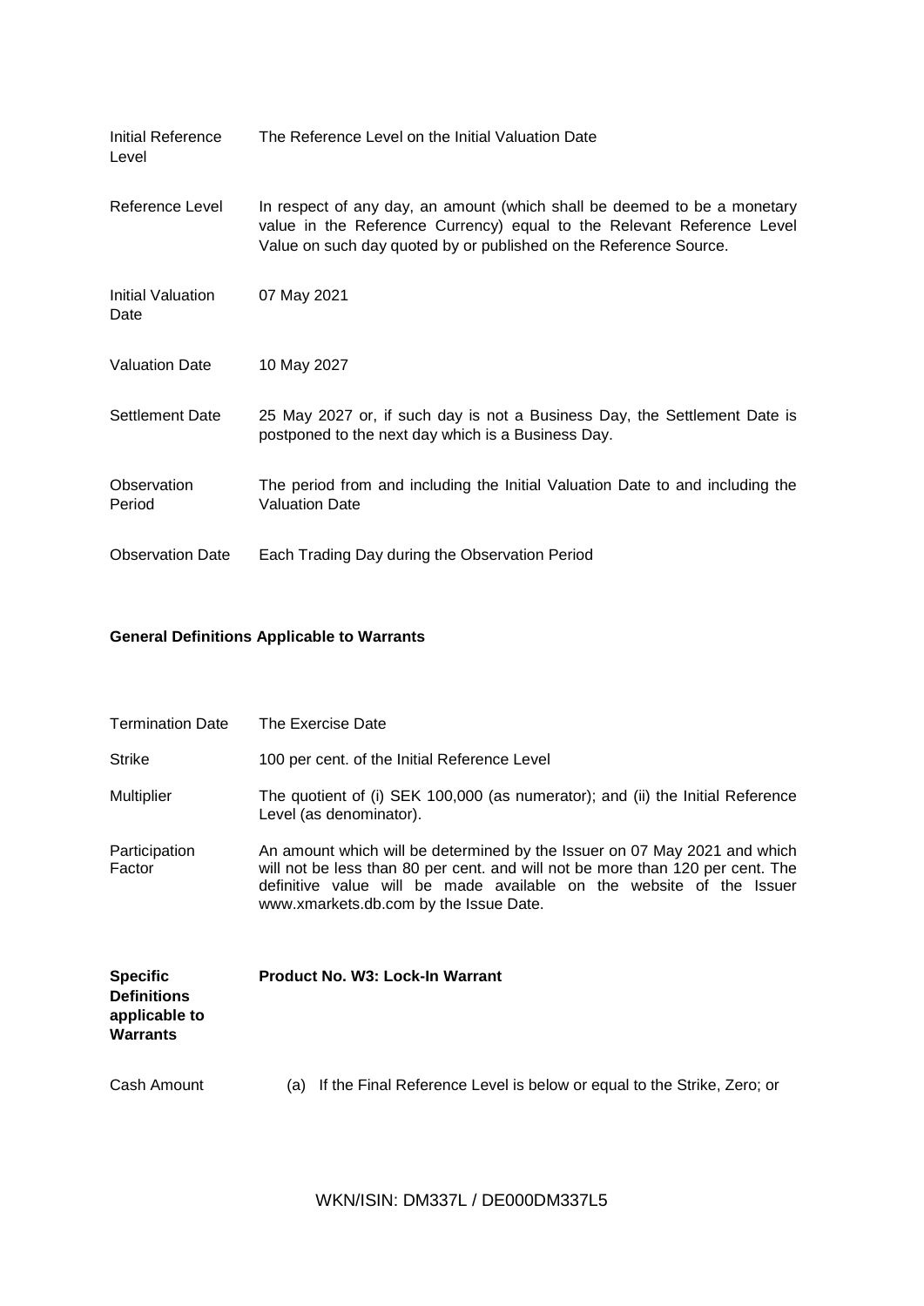| | |
|---|---|
| Initial Reference Level | The Reference Level on the Initial Valuation Date |
| Reference Level | In respect of any day, an amount (which shall be deemed to be a monetary value in the Reference Currency) equal to the Relevant Reference Level Value on such day quoted by or published on the Reference Source. |
| Initial Valuation Date | 07 May 2021 |
| Valuation Date | 10 May 2027 |
| Settlement Date | 25 May 2027 or, if such day is not a Business Day, the Settlement Date is postponed to the next day which is a Business Day. |
| Observation Period | The period from and including the Initial Valuation Date to and including the Valuation Date |
| Observation Date | Each Trading Day during the Observation Period |

**General Definitions Applicable to Warrants**

| | |
|---|---|
| Termination Date | The Exercise Date |
| Strike | 100 per cent. of the Initial Reference Level |
| Multiplier | The quotient of (i) SEK 100,000 (as numerator); and (ii) the Initial Reference Level (as denominator). |
| Participation Factor | An amount which will be determined by the Issuer on 07 May 2021 and which will not be less than 80 per cent. and will not be more than 120 per cent. The definitive value will be made available on the website of the Issuer www.xmarkets.db.com by the Issue Date. |

| | |
|---|---|
| **Specific Definitions applicable to Warrants** | **Product No. W3: Lock-In Warrant** |
| Cash Amount | (a) If the Final Reference Level is below or equal to the Strike, Zero; or |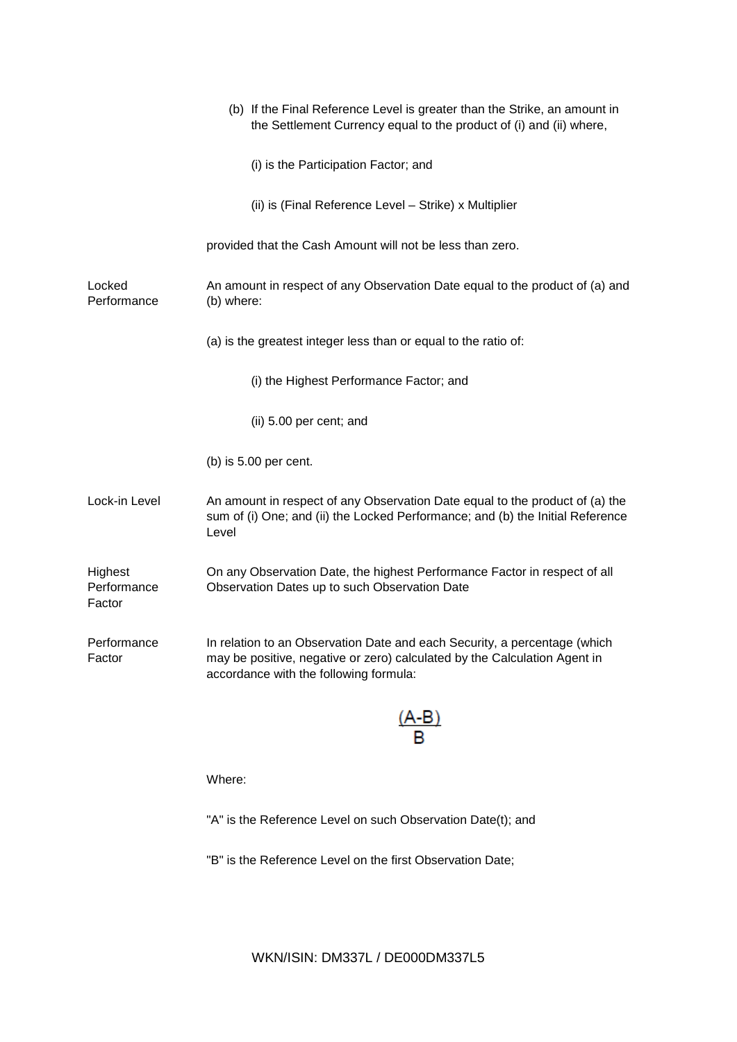| | |
|---|---|
| | (b) If the Final Reference Level is greater than the Strike, an amount in the Settlement Currency equal to the product of (i) and (ii) where,<br><br>(i) is the Participation Factor; and<br><br>(ii) is (Final Reference Level – Strike) x Multiplier<br><br>provided that the Cash Amount will not be less than zero. |
| Locked Performance | An amount in respect of any Observation Date equal to the product of (a) and (b) where:<br><br>(a) is the greatest integer less than or equal to the ratio of:<br><br>(i) the Highest Performance Factor; and<br><br>(ii) 5.00 per cent; and<br><br>(b) is 5.00 per cent. |
| Lock-in Level | An amount in respect of any Observation Date equal to the product of (a) the sum of (i) One; and (ii) the Locked Performance; and (b) the Initial Reference Level |
| Highest Performance Factor | On any Observation Date, the highest Performance Factor in respect of all Observation Dates up to such Observation Date |
| Performance Factor | In relation to an Observation Date and each Security, a percentage (which may be positive, negative or zero) calculated by the Calculation Agent in accordance with the following formula:<br><br>$$\frac{(A-B)}{B}$$<br><br>Where:<br><br>"A" is the Reference Level on such Observation Date(t); and<br><br>"B" is the Reference Level on the first Observation Date; |

WKN/ISIN: DM337L / DE000DM337L5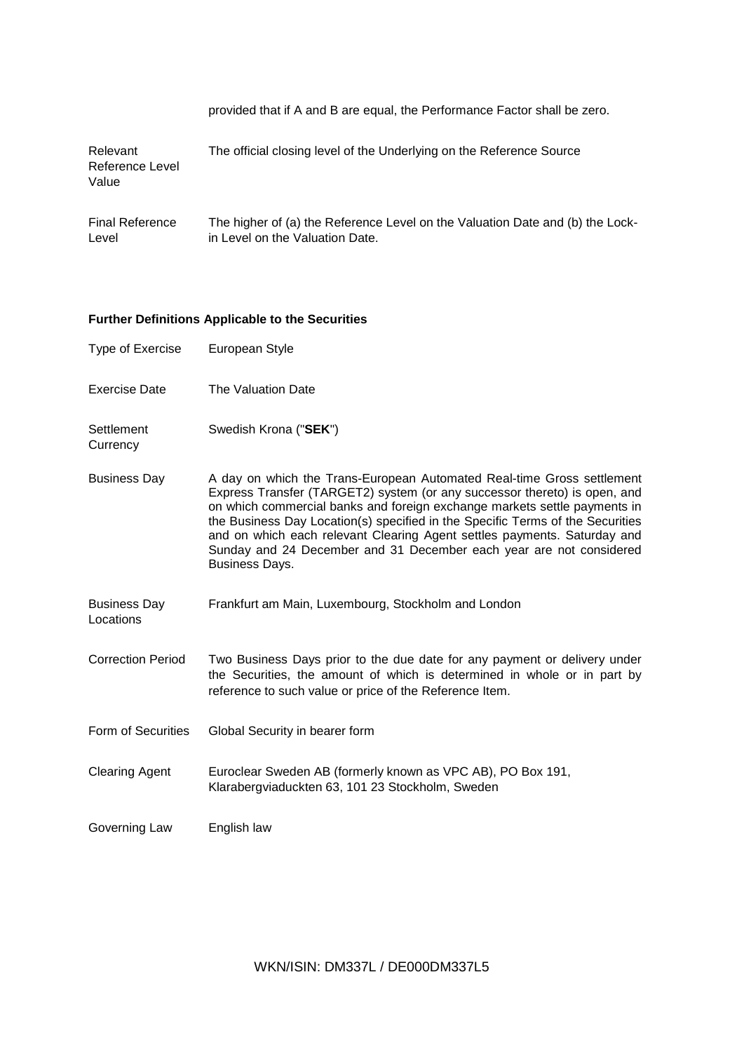|  | provided that if A and B are equal, the Performance Factor shall be zero. |
| --- | --- |
| Relevant Reference Level Value | The official closing level of the Underlying on the Reference Source |
| Final Reference Level | The higher of (a) the Reference Level on the Valuation Date and (b) the Lock-in Level on the Valuation Date. |

**Further Definitions Applicable to the Securities**

| | |
| --- | --- |
| Type of Exercise | European Style |
| Exercise Date | The Valuation Date |
| Settlement Currency | Swedish Krona ("**SEK**") |
| Business Day | A day on which the Trans-European Automated Real-time Gross settlement Express Transfer (TARGET2) system (or any successor thereto) is open, and on which commercial banks and foreign exchange markets settle payments in the Business Day Location(s) specified in the Specific Terms of the Securities and on which each relevant Clearing Agent settles payments. Saturday and Sunday and 24 December and 31 December each year are not considered Business Days. |
| Business Day Locations | Frankfurt am Main, Luxembourg, Stockholm and London |
| Correction Period | Two Business Days prior to the due date for any payment or delivery under the Securities, the amount of which is determined in whole or in part by reference to such value or price of the Reference Item. |
| Form of Securities | Global Security in bearer form |
| Clearing Agent | Euroclear Sweden AB (formerly known as VPC AB), PO Box 191, Klarabergviaduckten 63, 101 23 Stockholm, Sweden |
| Governing Law | English law |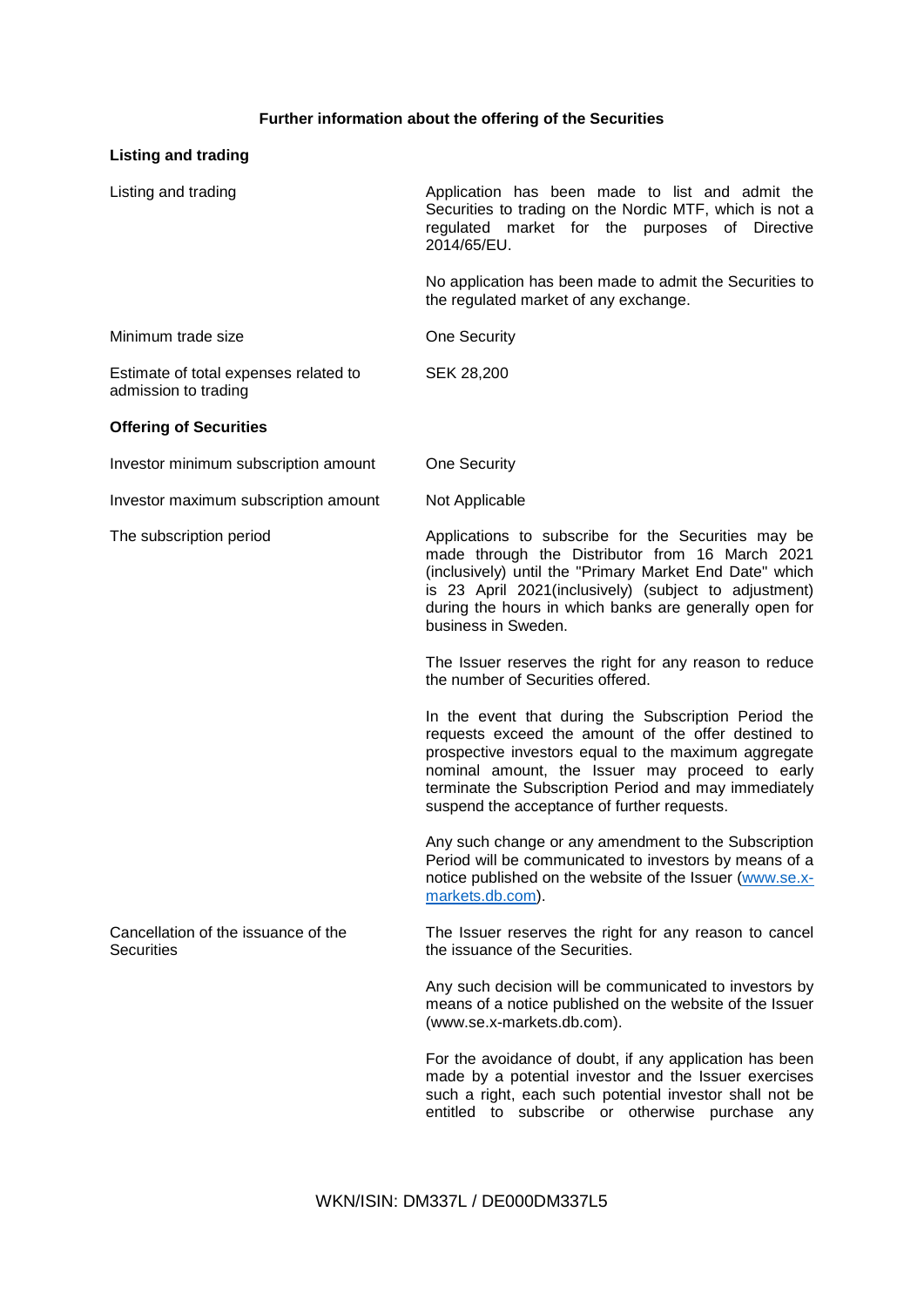## Further information about the offering of the Securities

| **Listing and trading** | |
|---|---|
| Listing and trading | Application has been made to list and admit the Securities to trading on the Nordic MTF, which is not a regulated market for the purposes of Directive 2014/65/EU.<br><br>No application has been made to admit the Securities to the regulated market of any exchange. |
| Minimum trade size | One Security |
| Estimate of total expenses related to admission to trading | SEK 28,200 |
| **Offering of Securities** | |
| Investor minimum subscription amount | One Security |
| Investor maximum subscription amount | Not Applicable |
| The subscription period | Applications to subscribe for the Securities may be made through the Distributor from 16 March 2021 (inclusively) until the "Primary Market End Date" which is 23 April 2021(inclusively) (subject to adjustment) during the hours in which banks are generally open for business in Sweden.<br><br>The Issuer reserves the right for any reason to reduce the number of Securities offered.<br><br>In the event that during the Subscription Period the requests exceed the amount of the offer destined to prospective investors equal to the maximum aggregate nominal amount, the Issuer may proceed to early terminate the Subscription Period and may immediately suspend the acceptance of further requests.<br><br>Any such change or any amendment to the Subscription Period will be communicated to investors by means of a notice published on the website of the Issuer (www.se.x-markets.db.com). |
| Cancellation of the issuance of the Securities | The Issuer reserves the right for any reason to cancel the issuance of the Securities.<br><br>Any such decision will be communicated to investors by means of a notice published on the website of the Issuer (www.se.x-markets.db.com).<br><br>For the avoidance of doubt, if any application has been made by a potential investor and the Issuer exercises such a right, each such potential investor shall not be entitled to subscribe or otherwise purchase any |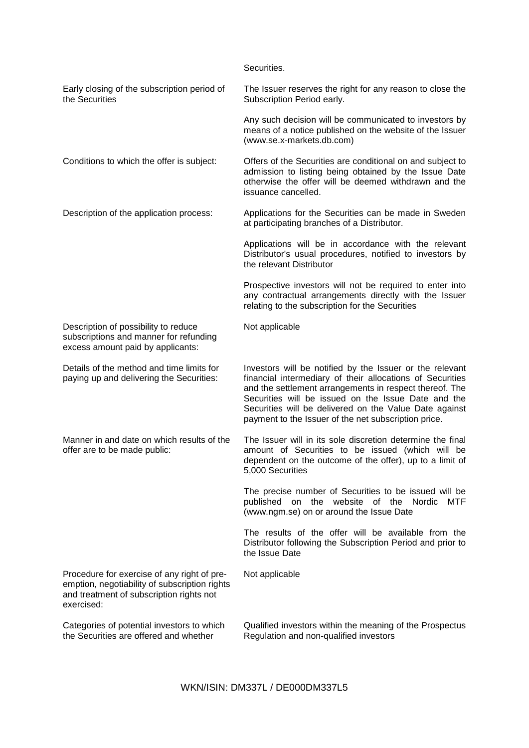| | |
|---|---|
| | Securities. |
| Early closing of the subscription period of the Securities | The Issuer reserves the right for any reason to close the Subscription Period early.<br><br>Any such decision will be communicated to investors by means of a notice published on the website of the Issuer (www.se.x-markets.db.com) |
| Conditions to which the offer is subject: | Offers of the Securities are conditional on and subject to admission to listing being obtained by the Issue Date otherwise the offer will be deemed withdrawn and the issuance cancelled. |
| Description of the application process: | Applications for the Securities can be made in Sweden at participating branches of a Distributor.<br><br>Applications will be in accordance with the relevant Distributor's usual procedures, notified to investors by the relevant Distributor<br><br>Prospective investors will not be required to enter into any contractual arrangements directly with the Issuer relating to the subscription for the Securities |
| Description of possibility to reduce subscriptions and manner for refunding excess amount paid by applicants: | Not applicable |
| Details of the method and time limits for paying up and delivering the Securities: | Investors will be notified by the Issuer or the relevant financial intermediary of their allocations of Securities and the settlement arrangements in respect thereof. The Securities will be issued on the Issue Date and the Securities will be delivered on the Value Date against payment to the Issuer of the net subscription price. |
| Manner in and date on which results of the offer are to be made public: | The Issuer will in its sole discretion determine the final amount of Securities to be issued (which will be dependent on the outcome of the offer), up to a limit of 5,000 Securities<br><br>The precise number of Securities to be issued will be published on the website of the Nordic MTF (www.ngm.se) on or around the Issue Date<br><br>The results of the offer will be available from the Distributor following the Subscription Period and prior to the Issue Date |
| Procedure for exercise of any right of pre-emption, negotiability of subscription rights and treatment of subscription rights not exercised: | Not applicable |
| Categories of potential investors to which the Securities are offered and whether | Qualified investors within the meaning of the Prospectus Regulation and non-qualified investors |

WKN/ISIN: DM337L / DE000DM337L5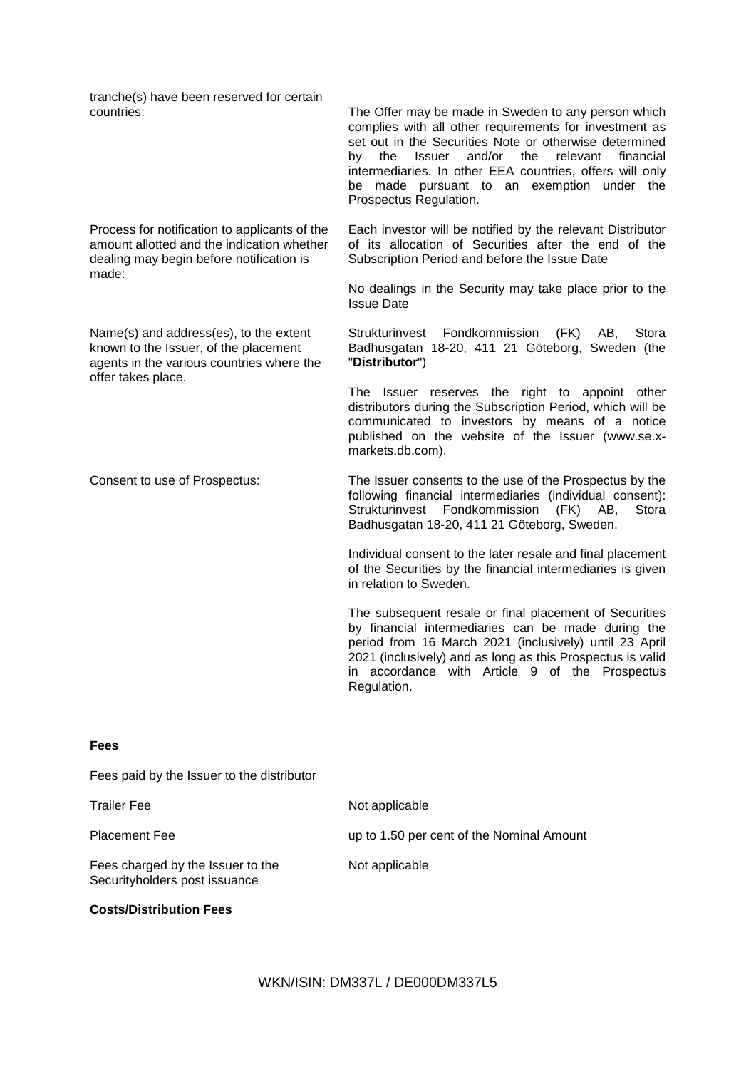| | |
|---|---|
| tranche(s) have been reserved for certain countries: | The Offer may be made in Sweden to any person which complies with all other requirements for investment as set out in the Securities Note or otherwise determined by the Issuer and/or the relevant financial intermediaries. In other EEA countries, offers will only be made pursuant to an exemption under the Prospectus Regulation. |
| Process for notification to applicants of the amount allotted and the indication whether dealing may begin before notification is made: | Each investor will be notified by the relevant Distributor of its allocation of Securities after the end of the Subscription Period and before the Issue Date<br><br>No dealings in the Security may take place prior to the Issue Date |
| Name(s) and address(es), to the extent known to the Issuer, of the placement agents in the various countries where the offer takes place. | Strukturinvest Fondkommission (FK) AB, Stora Badhusgatan 18-20, 411 21 Göteborg, Sweden (the "**Distributor**")<br><br>The Issuer reserves the right to appoint other distributors during the Subscription Period, which will be communicated to investors by means of a notice published on the website of the Issuer (www.se.x-markets.db.com). |
| Consent to use of Prospectus: | The Issuer consents to the use of the Prospectus by the following financial intermediaries (individual consent): Strukturinvest Fondkommission (FK) AB, Stora Badhusgatan 18-20, 411 21 Göteborg, Sweden.<br><br>Individual consent to the later resale and final placement of the Securities by the financial intermediaries is given in relation to Sweden.<br><br>The subsequent resale or final placement of Securities by financial intermediaries can be made during the period from 16 March 2021 (inclusively) until 23 April 2021 (inclusively) and as long as this Prospectus is valid in accordance with Article 9 of the Prospectus Regulation. |

**Fees**

Fees paid by the Issuer to the distributor

| | |
|---|---|
| Trailer Fee | Not applicable |
| Placement Fee | up to 1.50 per cent of the Nominal Amount |
| Fees charged by the Issuer to the Securityholders post issuance | Not applicable |

**Costs/Distribution Fees**

WKN/ISIN: DM337L / DE000DM337L5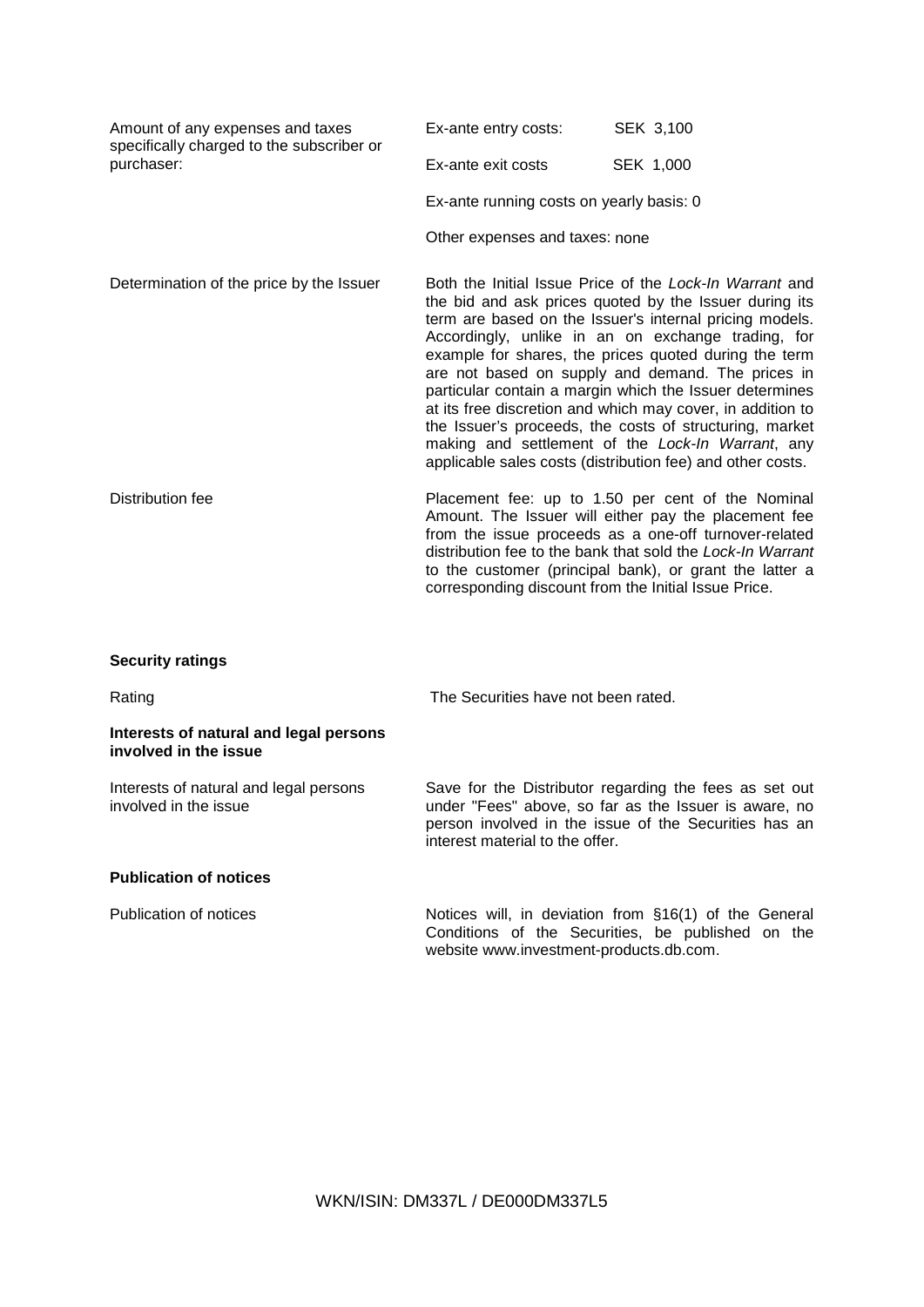| | |
|---|---|
| Amount of any expenses and taxes specifically charged to the subscriber or purchaser: | Ex-ante entry costs: SEK 3,100<br><br>Ex-ante exit costs SEK 1,000<br><br>Ex-ante running costs on yearly basis: 0<br><br>Other expenses and taxes: none |
| Determination of the price by the Issuer | Both the Initial Issue Price of the *Lock-In Warrant* and the bid and ask prices quoted by the Issuer during its term are based on the Issuer's internal pricing models. Accordingly, unlike in an on exchange trading, for example for shares, the prices quoted during the term are not based on supply and demand. The prices in particular contain a margin which the Issuer determines at its free discretion and which may cover, in addition to the Issuer's proceeds, the costs of structuring, market making and settlement of the *Lock-In Warrant*, any applicable sales costs (distribution fee) and other costs. |
| Distribution fee | Placement fee: up to 1.50 per cent of the Nominal Amount. The Issuer will either pay the placement fee from the issue proceeds as a one-off turnover-related distribution fee to the bank that sold the *Lock-In Warrant* to the customer (principal bank), or grant the latter a corresponding discount from the Initial Issue Price. |

**Security ratings**

| | |
|---|---|
| Rating | The Securities have not been rated. |

**Interests of natural and legal persons involved in the issue**

| | |
|---|---|
| Interests of natural and legal persons involved in the issue | Save for the Distributor regarding the fees as set out under "Fees" above, so far as the Issuer is aware, no person involved in the issue of the Securities has an interest material to the offer. |

**Publication of notices**

| | |
|---|---|
| Publication of notices | Notices will, in deviation from §16(1) of the General Conditions of the Securities, be published on the website www.investment-products.db.com. |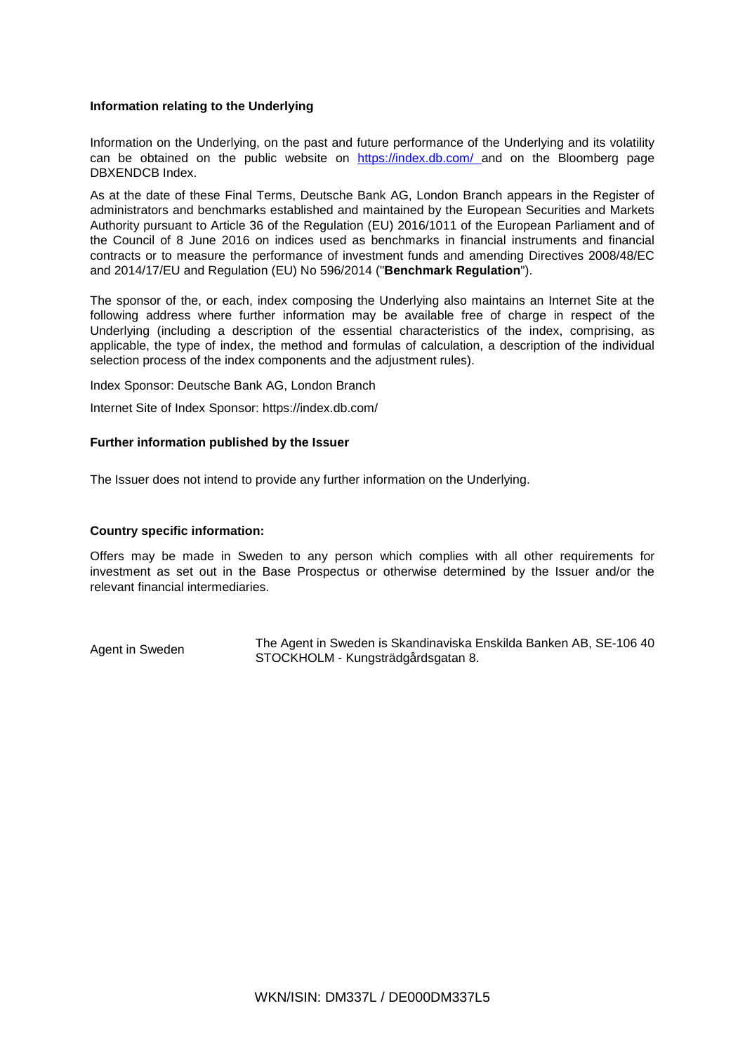**Information relating to the Underlying**

Information on the Underlying, on the past and future performance of the Underlying and its volatility can be obtained on the public website on https://index.db.com/ and on the Bloomberg page DBXENDCB Index.

As at the date of these Final Terms, Deutsche Bank AG, London Branch appears in the Register of administrators and benchmarks established and maintained by the European Securities and Markets Authority pursuant to Article 36 of the Regulation (EU) 2016/1011 of the European Parliament and of the Council of 8 June 2016 on indices used as benchmarks in financial instruments and financial contracts or to measure the performance of investment funds and amending Directives 2008/48/EC and 2014/17/EU and Regulation (EU) No 596/2014 ("**Benchmark Regulation**").

The sponsor of the, or each, index composing the Underlying also maintains an Internet Site at the following address where further information may be available free of charge in respect of the Underlying (including a description of the essential characteristics of the index, comprising, as applicable, the type of index, the method and formulas of calculation, a description of the individual selection process of the index components and the adjustment rules).

Index Sponsor: Deutsche Bank AG, London Branch

Internet Site of Index Sponsor: https://index.db.com/

**Further information published by the Issuer**

The Issuer does not intend to provide any further information on the Underlying.

**Country specific information:**

Offers may be made in Sweden to any person which complies with all other requirements for investment as set out in the Base Prospectus or otherwise determined by the Issuer and/or the relevant financial intermediaries.

| Agent in Sweden | The Agent in Sweden is Skandinaviska Enskilda Banken AB, SE-106 40 STOCKHOLM - Kungsträdgårdsgatan 8. |
|---|---|

WKN/ISIN: DM337L / DE000DM337L5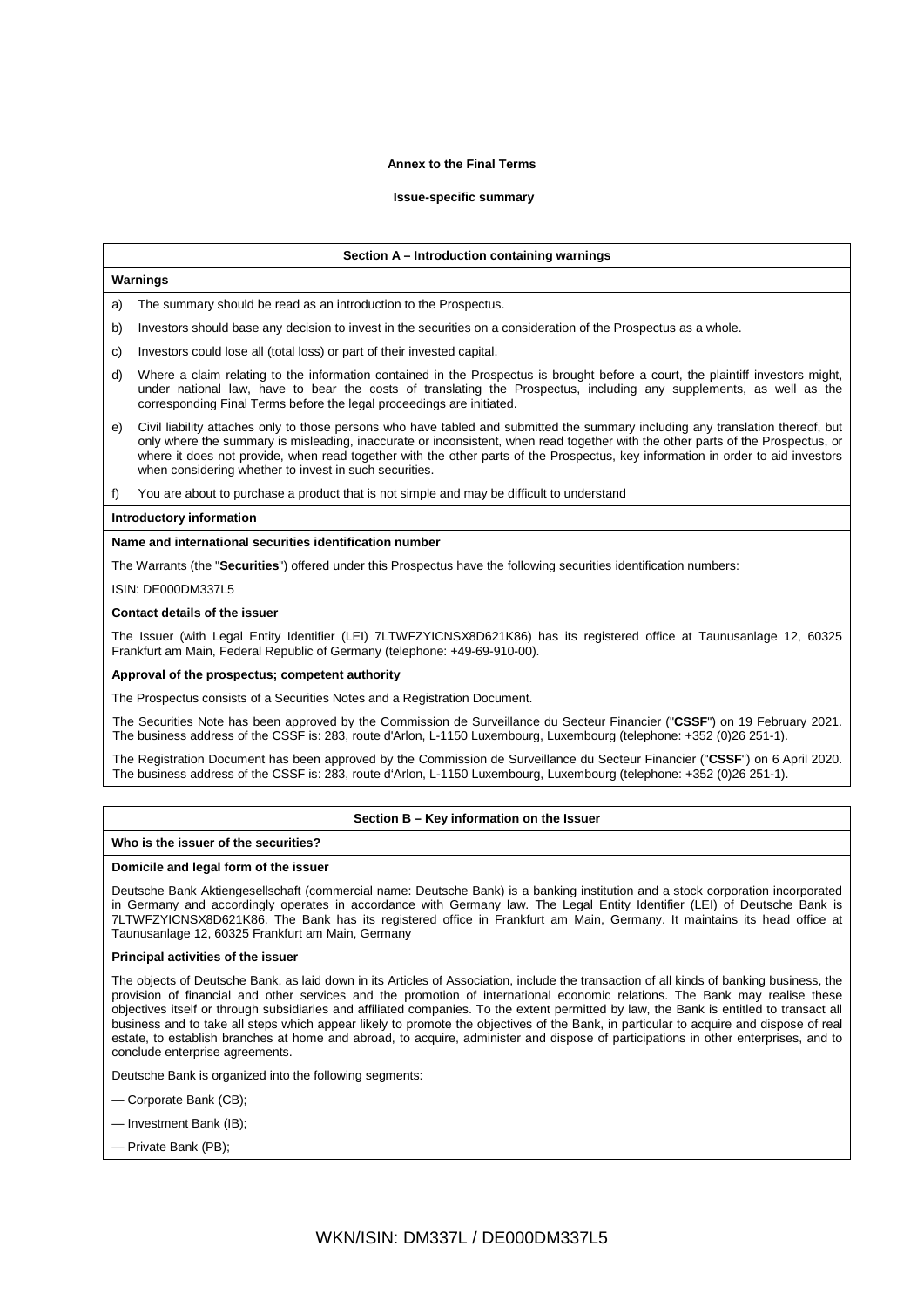**Annex to the Final Terms**

**Issue-specific summary**

## Section A – Introduction containing warnings

**Warnings**

a) The summary should be read as an introduction to the Prospectus.

b) Investors should base any decision to invest in the securities on a consideration of the Prospectus as a whole.

c) Investors could lose all (total loss) or part of their invested capital.

d) Where a claim relating to the information contained in the Prospectus is brought before a court, the plaintiff investors might, under national law, have to bear the costs of translating the Prospectus, including any supplements, as well as the corresponding Final Terms before the legal proceedings are initiated.

e) Civil liability attaches only to those persons who have tabled and submitted the summary including any translation thereof, but only where the summary is misleading, inaccurate or inconsistent, when read together with the other parts of the Prospectus, or where it does not provide, when read together with the other parts of the Prospectus, key information in order to aid investors when considering whether to invest in such securities.

f) You are about to purchase a product that is not simple and may be difficult to understand

**Introductory information**

**Name and international securities identification number**

The Warrants (the "**Securities**") offered under this Prospectus have the following securities identification numbers:

ISIN: DE000DM337L5

**Contact details of the issuer**

The Issuer (with Legal Entity Identifier (LEI) 7LTWFZYICNSX8D621K86) has its registered office at Taunusanlage 12, 60325 Frankfurt am Main, Federal Republic of Germany (telephone: +49-69-910-00).

**Approval of the prospectus; competent authority**

The Prospectus consists of a Securities Notes and a Registration Document.

The Securities Note has been approved by the Commission de Surveillance du Secteur Financier ("**CSSF**") on 19 February 2021. The business address of the CSSF is: 283, route d'Arlon, L-1150 Luxembourg, Luxembourg (telephone: +352 (0)26 251-1).

The Registration Document has been approved by the Commission de Surveillance du Secteur Financier ("**CSSF**") on 6 April 2020. The business address of the CSSF is: 283, route d'Arlon, L-1150 Luxembourg, Luxembourg (telephone: +352 (0)26 251-1).

## Section B – Key information on the Issuer

**Who is the issuer of the securities?**

**Domicile and legal form of the issuer**

Deutsche Bank Aktiengesellschaft (commercial name: Deutsche Bank) is a banking institution and a stock corporation incorporated in Germany and accordingly operates in accordance with Germany law. The Legal Entity Identifier (LEI) of Deutsche Bank is 7LTWFZYICNSX8D621K86. The Bank has its registered office in Frankfurt am Main, Germany. It maintains its head office at Taunusanlage 12, 60325 Frankfurt am Main, Germany

**Principal activities of the issuer**

The objects of Deutsche Bank, as laid down in its Articles of Association, include the transaction of all kinds of banking business, the provision of financial and other services and the promotion of international economic relations. The Bank may realise these objectives itself or through subsidiaries and affiliated companies. To the extent permitted by law, the Bank is entitled to transact all business and to take all steps which appear likely to promote the objectives of the Bank, in particular to acquire and dispose of real estate, to establish branches at home and abroad, to acquire, administer and dispose of participations in other enterprises, and to conclude enterprise agreements.

Deutsche Bank is organized into the following segments:

— Corporate Bank (CB);

— Investment Bank (IB);

— Private Bank (PB);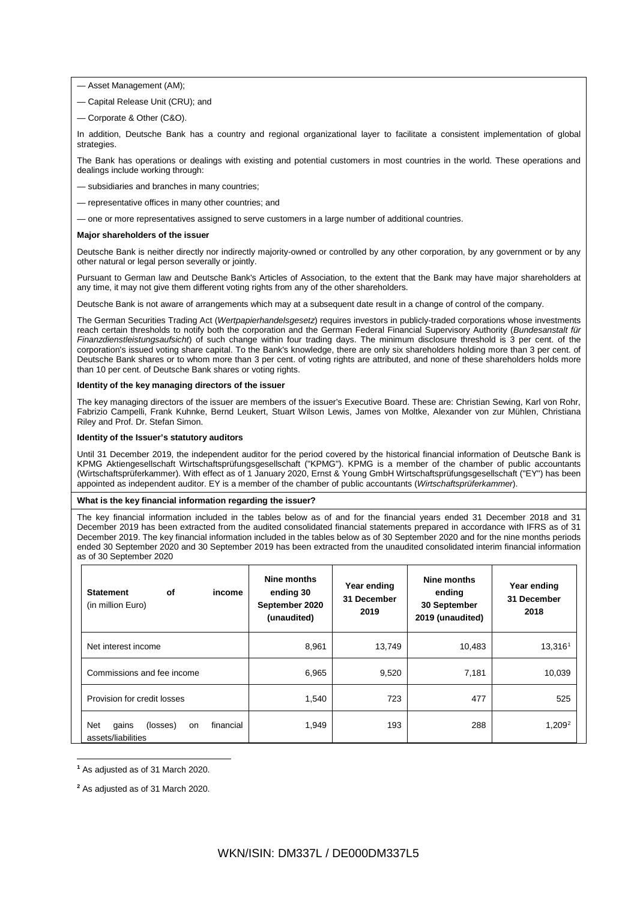— Asset Management (AM);

— Capital Release Unit (CRU); and

— Corporate & Other (C&O).

In addition, Deutsche Bank has a country and regional organizational layer to facilitate a consistent implementation of global strategies.

The Bank has operations or dealings with existing and potential customers in most countries in the world. These operations and dealings include working through:

— subsidiaries and branches in many countries;

— representative offices in many other countries; and

— one or more representatives assigned to serve customers in a large number of additional countries.

**Major shareholders of the issuer**

Deutsche Bank is neither directly nor indirectly majority-owned or controlled by any other corporation, by any government or by any other natural or legal person severally or jointly.

Pursuant to German law and Deutsche Bank's Articles of Association, to the extent that the Bank may have major shareholders at any time, it may not give them different voting rights from any of the other shareholders.

Deutsche Bank is not aware of arrangements which may at a subsequent date result in a change of control of the company.

The German Securities Trading Act (*Wertpapierhandelsgesetz*) requires investors in publicly-traded corporations whose investments reach certain thresholds to notify both the corporation and the German Federal Financial Supervisory Authority (*Bundesanstalt für Finanzdienstleistungsaufsicht*) of such change within four trading days. The minimum disclosure threshold is 3 per cent. of the corporation's issued voting share capital. To the Bank's knowledge, there are only six shareholders holding more than 3 per cent. of Deutsche Bank shares or to whom more than 3 per cent. of voting rights are attributed, and none of these shareholders holds more than 10 per cent. of Deutsche Bank shares or voting rights.

**Identity of the key managing directors of the issuer**

The key managing directors of the issuer are members of the issuer's Executive Board. These are: Christian Sewing, Karl von Rohr, Fabrizio Campelli, Frank Kuhnke, Bernd Leukert, Stuart Wilson Lewis, James von Moltke, Alexander von zur Mühlen, Christiana Riley and Prof. Dr. Stefan Simon.

**Identity of the Issuer's statutory auditors**

Until 31 December 2019, the independent auditor for the period covered by the historical financial information of Deutsche Bank is KPMG Aktiengesellschaft Wirtschaftsprüfungsgesellschaft ("KPMG"). KPMG is a member of the chamber of public accountants (Wirtschaftsprüferkammer). With effect as of 1 January 2020, Ernst & Young GmbH Wirtschaftsprüfungsgesellschaft ("EY") has been appointed as independent auditor. EY is a member of the chamber of public accountants (*Wirtschaftsprüferkammer*).

**What is the key financial information regarding the issuer?**

The key financial information included in the tables below as of and for the financial years ended 31 December 2018 and 31 December 2019 has been extracted from the audited consolidated financial statements prepared in accordance with IFRS as of 31 December 2019. The key financial information included in the tables below as of 30 September 2020 and for the nine months periods ended 30 September 2020 and 30 September 2019 has been extracted from the unaudited consolidated interim financial information as of 30 September 2020

| **Statement of income** (in million Euro) | **Nine months ending 30 September 2020 (unaudited)** | **Year ending 31 December 2019** | **Nine months ending 30 September 2019 (unaudited)** | **Year ending 31 December 2018** |
|---|---|---|---|---|
| Net interest income | 8,961 | 13,749 | 10,483 | 13,316[1] |
| Commissions and fee income | 6,965 | 9,520 | 7,181 | 10,039 |
| Provision for credit losses | 1,540 | 723 | 477 | 525 |
| Net gains (losses) on financial assets/liabilities | 1,949 | 193 | 288 | 1,209[2] |

[1] As adjusted as of 31 March 2020.

[2] As adjusted as of 31 March 2020.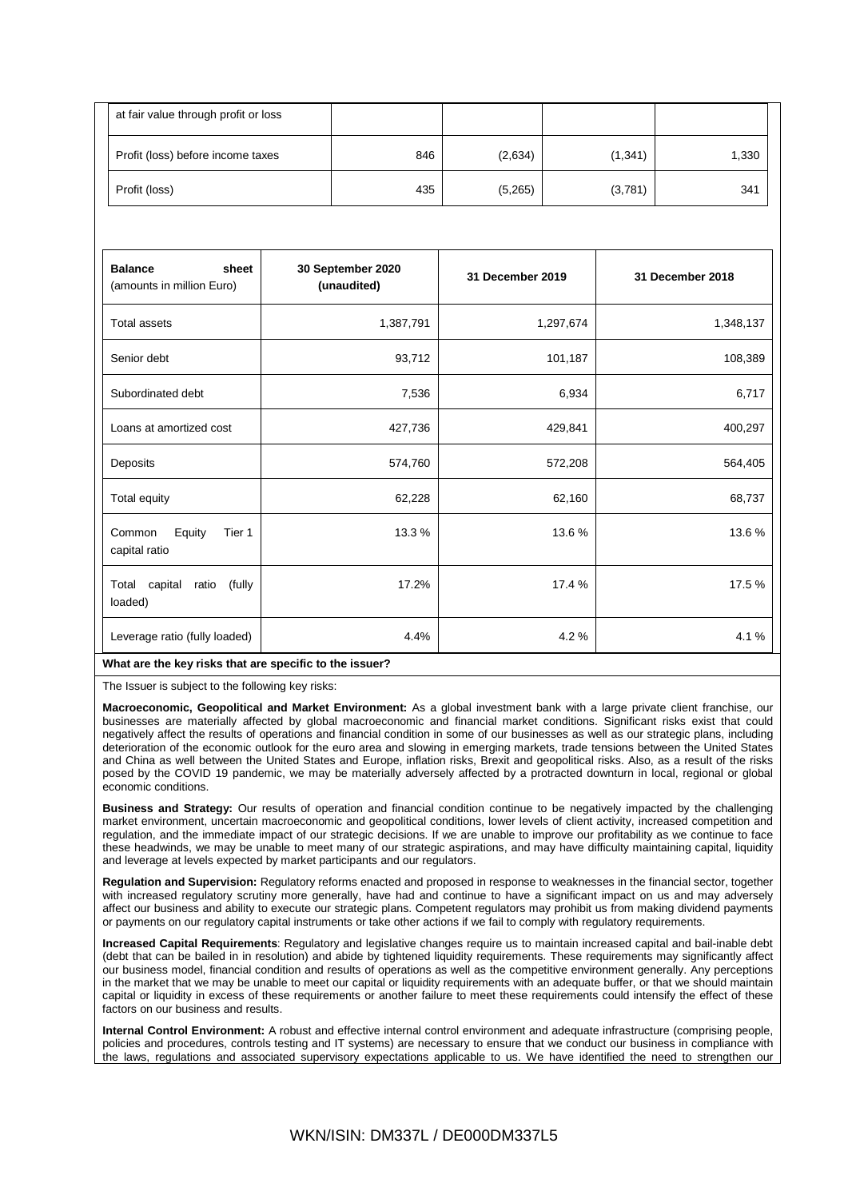| at fair value through profit or loss | | | | |
|---|---|---|---|---|
| Profit (loss) before income taxes | 846 | (2,634) | (1,341) | 1,330 |
| Profit (loss) | 435 | (5,265) | (3,781) | 341 |

| **Balance sheet** (amounts in million Euro) | **30 September 2020 (unaudited)** | **31 December 2019** | **31 December 2018** |
|---|---|---|---|
| Total assets | 1,387,791 | 1,297,674 | 1,348,137 |
| Senior debt | 93,712 | 101,187 | 108,389 |
| Subordinated debt | 7,536 | 6,934 | 6,717 |
| Loans at amortized cost | 427,736 | 429,841 | 400,297 |
| Deposits | 574,760 | 572,208 | 564,405 |
| Total equity | 62,228 | 62,160 | 68,737 |
| Common Equity Tier 1 capital ratio | 13.3 % | 13.6 % | 13.6 % |
| Total capital ratio (fully loaded) | 17.2% | 17.4 % | 17.5 % |
| Leverage ratio (fully loaded) | 4.4% | 4.2 % | 4.1 % |

**What are the key risks that are specific to the issuer?**

The Issuer is subject to the following key risks:

**Macroeconomic, Geopolitical and Market Environment:** As a global investment bank with a large private client franchise, our businesses are materially affected by global macroeconomic and financial market conditions. Significant risks exist that could negatively affect the results of operations and financial condition in some of our businesses as well as our strategic plans, including deterioration of the economic outlook for the euro area and slowing in emerging markets, trade tensions between the United States and China as well between the United States and Europe, inflation risks, Brexit and geopolitical risks. Also, as a result of the risks posed by the COVID 19 pandemic, we may be materially adversely affected by a protracted downturn in local, regional or global economic conditions.

**Business and Strategy:** Our results of operation and financial condition continue to be negatively impacted by the challenging market environment, uncertain macroeconomic and geopolitical conditions, lower levels of client activity, increased competition and regulation, and the immediate impact of our strategic decisions. If we are unable to improve our profitability as we continue to face these headwinds, we may be unable to meet many of our strategic aspirations, and may have difficulty maintaining capital, liquidity and leverage at levels expected by market participants and our regulators.

**Regulation and Supervision:** Regulatory reforms enacted and proposed in response to weaknesses in the financial sector, together with increased regulatory scrutiny more generally, have had and continue to have a significant impact on us and may adversely affect our business and ability to execute our strategic plans. Competent regulators may prohibit us from making dividend payments or payments on our regulatory capital instruments or take other actions if we fail to comply with regulatory requirements.

**Increased Capital Requirements**: Regulatory and legislative changes require us to maintain increased capital and bail-inable debt (debt that can be bailed in in resolution) and abide by tightened liquidity requirements. These requirements may significantly affect our business model, financial condition and results of operations as well as the competitive environment generally. Any perceptions in the market that we may be unable to meet our capital or liquidity requirements with an adequate buffer, or that we should maintain capital or liquidity in excess of these requirements or another failure to meet these requirements could intensify the effect of these factors on our business and results.

**Internal Control Environment:** A robust and effective internal control environment and adequate infrastructure (comprising people, policies and procedures, controls testing and IT systems) are necessary to ensure that we conduct our business in compliance with the laws, regulations and associated supervisory expectations applicable to us. We have identified the need to strengthen our

WKN/ISIN: DM337L / DE000DM337L5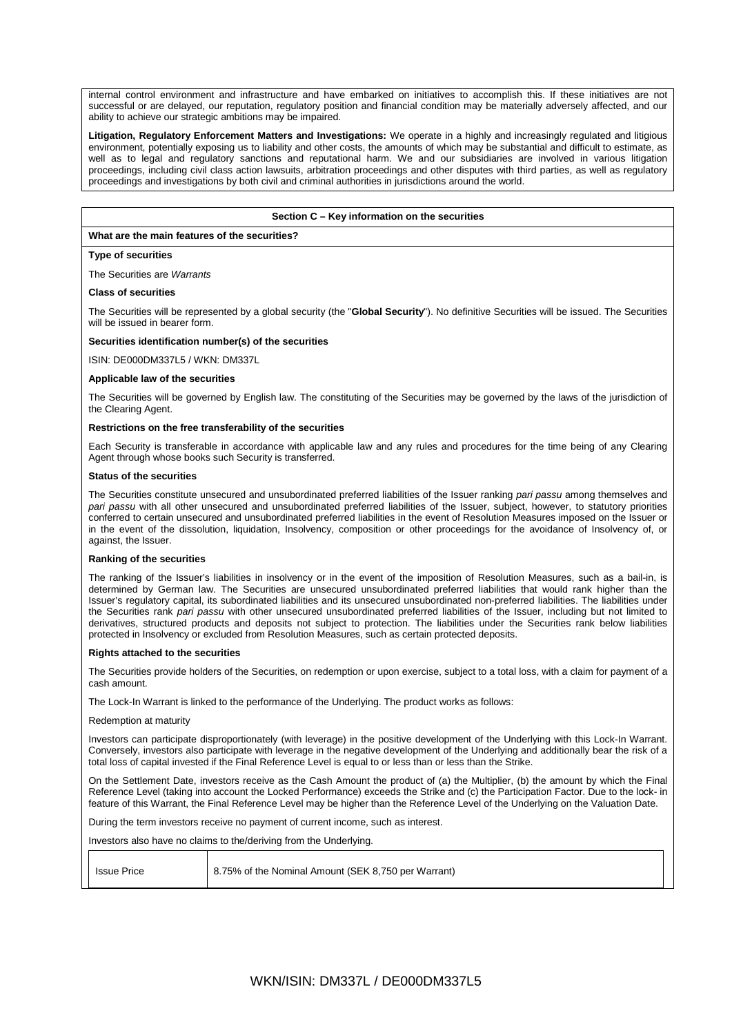internal control environment and infrastructure and have embarked on initiatives to accomplish this. If these initiatives are not successful or are delayed, our reputation, regulatory position and financial condition may be materially adversely affected, and our ability to achieve our strategic ambitions may be impaired.

**Litigation, Regulatory Enforcement Matters and Investigations:** We operate in a highly and increasingly regulated and litigious environment, potentially exposing us to liability and other costs, the amounts of which may be substantial and difficult to estimate, as well as to legal and regulatory sanctions and reputational harm. We and our subsidiaries are involved in various litigation proceedings, including civil class action lawsuits, arbitration proceedings and other disputes with third parties, as well as regulatory proceedings and investigations by both civil and criminal authorities in jurisdictions around the world.

## Section C – Key information on the securities

### What are the main features of the securities?

**Type of securities**

The Securities are *Warrants*

**Class of securities**

The Securities will be represented by a global security (the "**Global Security**"). No definitive Securities will be issued. The Securities will be issued in bearer form.

**Securities identification number(s) of the securities**

ISIN: DE000DM337L5 / WKN: DM337L

**Applicable law of the securities**

The Securities will be governed by English law. The constituting of the Securities may be governed by the laws of the jurisdiction of the Clearing Agent.

**Restrictions on the free transferability of the securities**

Each Security is transferable in accordance with applicable law and any rules and procedures for the time being of any Clearing Agent through whose books such Security is transferred.

**Status of the securities**

The Securities constitute unsecured and unsubordinated preferred liabilities of the Issuer ranking *pari passu* among themselves and *pari passu* with all other unsecured and unsubordinated preferred liabilities of the Issuer, subject, however, to statutory priorities conferred to certain unsecured and unsubordinated preferred liabilities in the event of Resolution Measures imposed on the Issuer or in the event of the dissolution, liquidation, Insolvency, composition or other proceedings for the avoidance of Insolvency of, or against, the Issuer.

**Ranking of the securities**

The ranking of the Issuer's liabilities in insolvency or in the event of the imposition of Resolution Measures, such as a bail-in, is determined by German law. The Securities are unsecured unsubordinated preferred liabilities that would rank higher than the Issuer's regulatory capital, its subordinated liabilities and its unsecured unsubordinated non-preferred liabilities. The liabilities under the Securities rank *pari passu* with other unsecured unsubordinated preferred liabilities of the Issuer, including but not limited to derivatives, structured products and deposits not subject to protection. The liabilities under the Securities rank below liabilities protected in Insolvency or excluded from Resolution Measures, such as certain protected deposits.

**Rights attached to the securities**

The Securities provide holders of the Securities, on redemption or upon exercise, subject to a total loss, with a claim for payment of a cash amount.

The Lock-In Warrant is linked to the performance of the Underlying. The product works as follows:

Redemption at maturity

Investors can participate disproportionately (with leverage) in the positive development of the Underlying with this Lock-In Warrant. Conversely, investors also participate with leverage in the negative development of the Underlying and additionally bear the risk of a total loss of capital invested if the Final Reference Level is equal to or less than or less than the Strike.

On the Settlement Date, investors receive as the Cash Amount the product of (a) the Multiplier, (b) the amount by which the Final Reference Level (taking into account the Locked Performance) exceeds the Strike and (c) the Participation Factor. Due to the lock- in feature of this Warrant, the Final Reference Level may be higher than the Reference Level of the Underlying on the Valuation Date.

During the term investors receive no payment of current income, such as interest.

Investors also have no claims to the/deriving from the Underlying.

| Issue Price | 8.75% of the Nominal Amount (SEK 8,750 per Warrant) |
|---|---|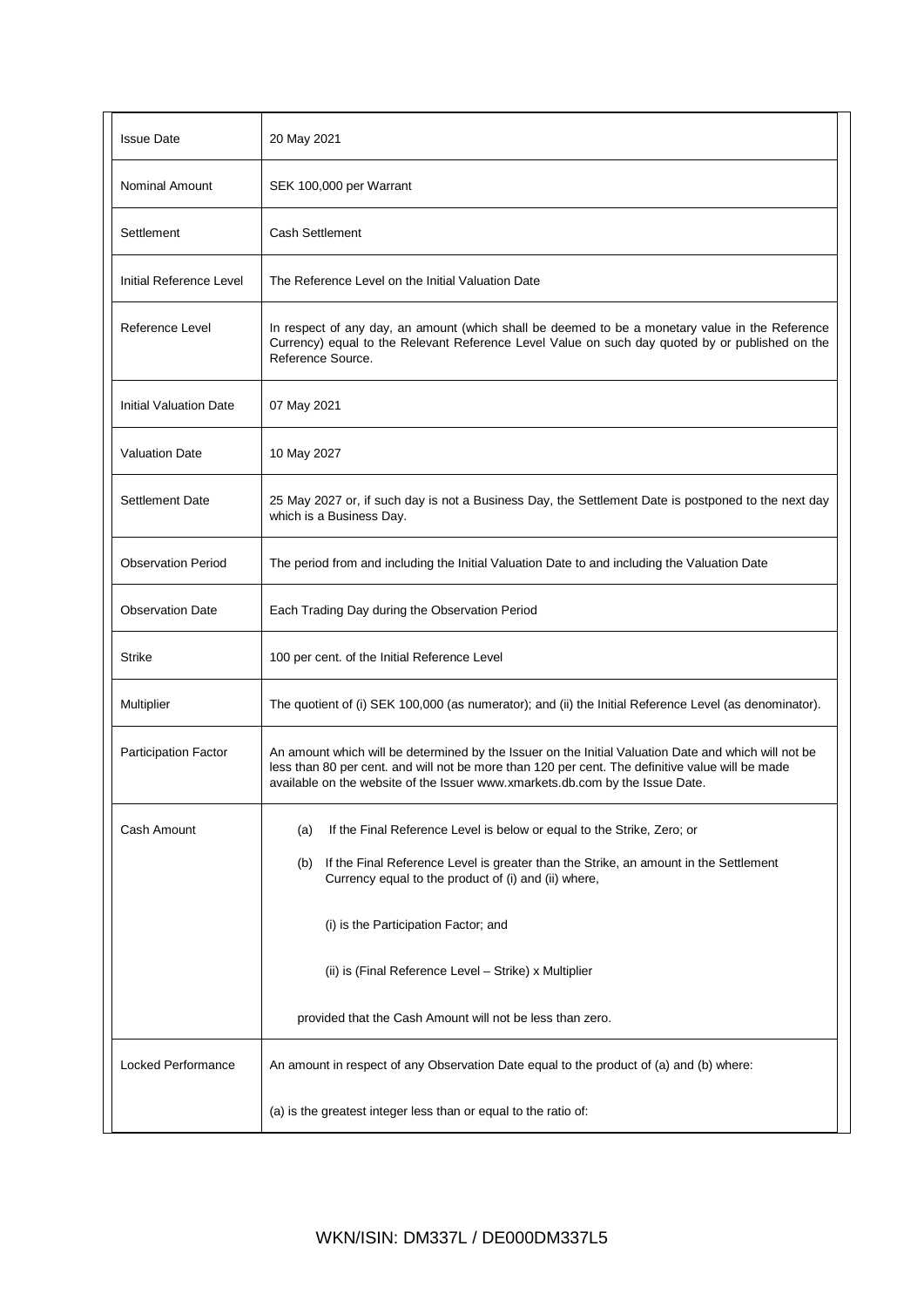| | |
|---|---|
| Issue Date | 20 May 2021 |
| Nominal Amount | SEK 100,000 per Warrant |
| Settlement | Cash Settlement |
| Initial Reference Level | The Reference Level on the Initial Valuation Date |
| Reference Level | In respect of any day, an amount (which shall be deemed to be a monetary value in the Reference Currency) equal to the Relevant Reference Level Value on such day quoted by or published on the Reference Source. |
| Initial Valuation Date | 07 May 2021 |
| Valuation Date | 10 May 2027 |
| Settlement Date | 25 May 2027 or, if such day is not a Business Day, the Settlement Date is postponed to the next day which is a Business Day. |
| Observation Period | The period from and including the Initial Valuation Date to and including the Valuation Date |
| Observation Date | Each Trading Day during the Observation Period |
| Strike | 100 per cent. of the Initial Reference Level |
| Multiplier | The quotient of (i) SEK 100,000 (as numerator); and (ii) the Initial Reference Level (as denominator). |
| Participation Factor | An amount which will be determined by the Issuer on the Initial Valuation Date and which will not be less than 80 per cent. and will not be more than 120 per cent. The definitive value will be made available on the website of the Issuer www.xmarkets.db.com by the Issue Date. |
| Cash Amount | (a) If the Final Reference Level is below or equal to the Strike, Zero; or<br><br>(b) If the Final Reference Level is greater than the Strike, an amount in the Settlement Currency equal to the product of (i) and (ii) where,<br><br>(i) is the Participation Factor; and<br><br>(ii) is (Final Reference Level – Strike) x Multiplier<br><br>provided that the Cash Amount will not be less than zero. |
| Locked Performance | An amount in respect of any Observation Date equal to the product of (a) and (b) where:<br><br>(a) is the greatest integer less than or equal to the ratio of: |

WKN/ISIN: DM337L / DE000DM337L5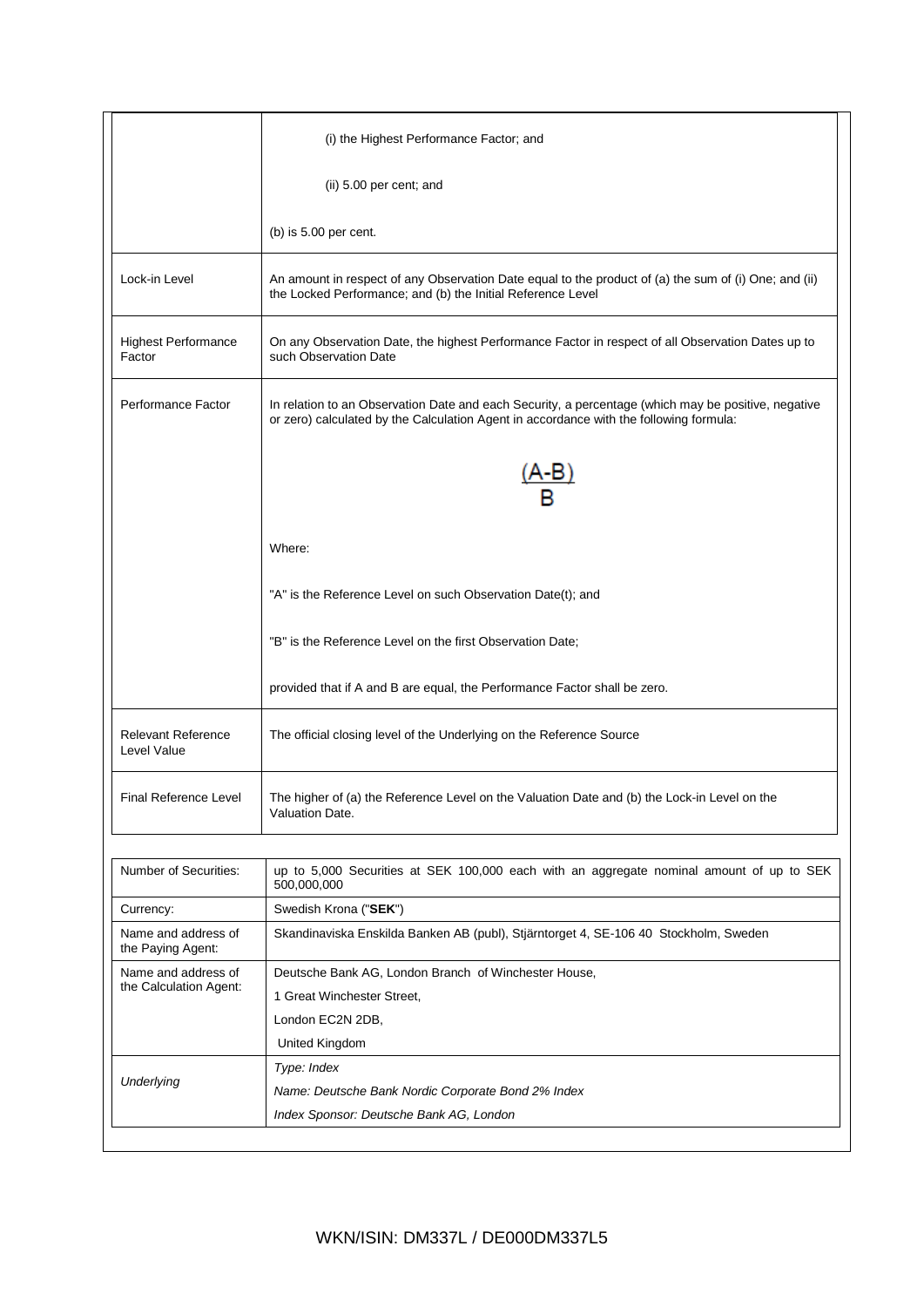| | |
|---|---|
| | (i) the Highest Performance Factor; and<br><br>(ii) 5.00 per cent; and<br><br>(b) is 5.00 per cent. |
| Lock-in Level | An amount in respect of any Observation Date equal to the product of (a) the sum of (i) One; and (ii) the Locked Performance; and (b) the Initial Reference Level |
| Highest Performance Factor | On any Observation Date, the highest Performance Factor in respect of all Observation Dates up to such Observation Date |
| Performance Factor | In relation to an Observation Date and each Security, a percentage (which may be positive, negative or zero) calculated by the Calculation Agent in accordance with the following formula:<br><br>$$\frac{(A-B)}{B}$$<br><br>Where:<br><br>"A" is the Reference Level on such Observation Date(t); and<br><br>"B" is the Reference Level on the first Observation Date;<br><br>provided that if A and B are equal, the Performance Factor shall be zero. |
| Relevant Reference Level Value | The official closing level of the Underlying on the Reference Source |
| Final Reference Level | The higher of (a) the Reference Level on the Valuation Date and (b) the Lock-in Level on the Valuation Date. |

| | |
|---|---|
| Number of Securities: | up to 5,000 Securities at SEK 100,000 each with an aggregate nominal amount of up to SEK 500,000,000 |
| Currency: | Swedish Krona ("**SEK**") |
| Name and address of the Paying Agent: | Skandinaviska Enskilda Banken AB (publ), Stjärntorget 4, SE-106 40 Stockholm, Sweden |
| Name and address of the Calculation Agent: | Deutsche Bank AG, London Branch of Winchester House,<br>1 Great Winchester Street,<br>London EC2N 2DB,<br>United Kingdom |
| *Underlying* | *Type: Index*<br>*Name: Deutsche Bank Nordic Corporate Bond 2% Index*<br>*Index Sponsor: Deutsche Bank AG, London* |

WKN/ISIN: DM337L / DE000DM337L5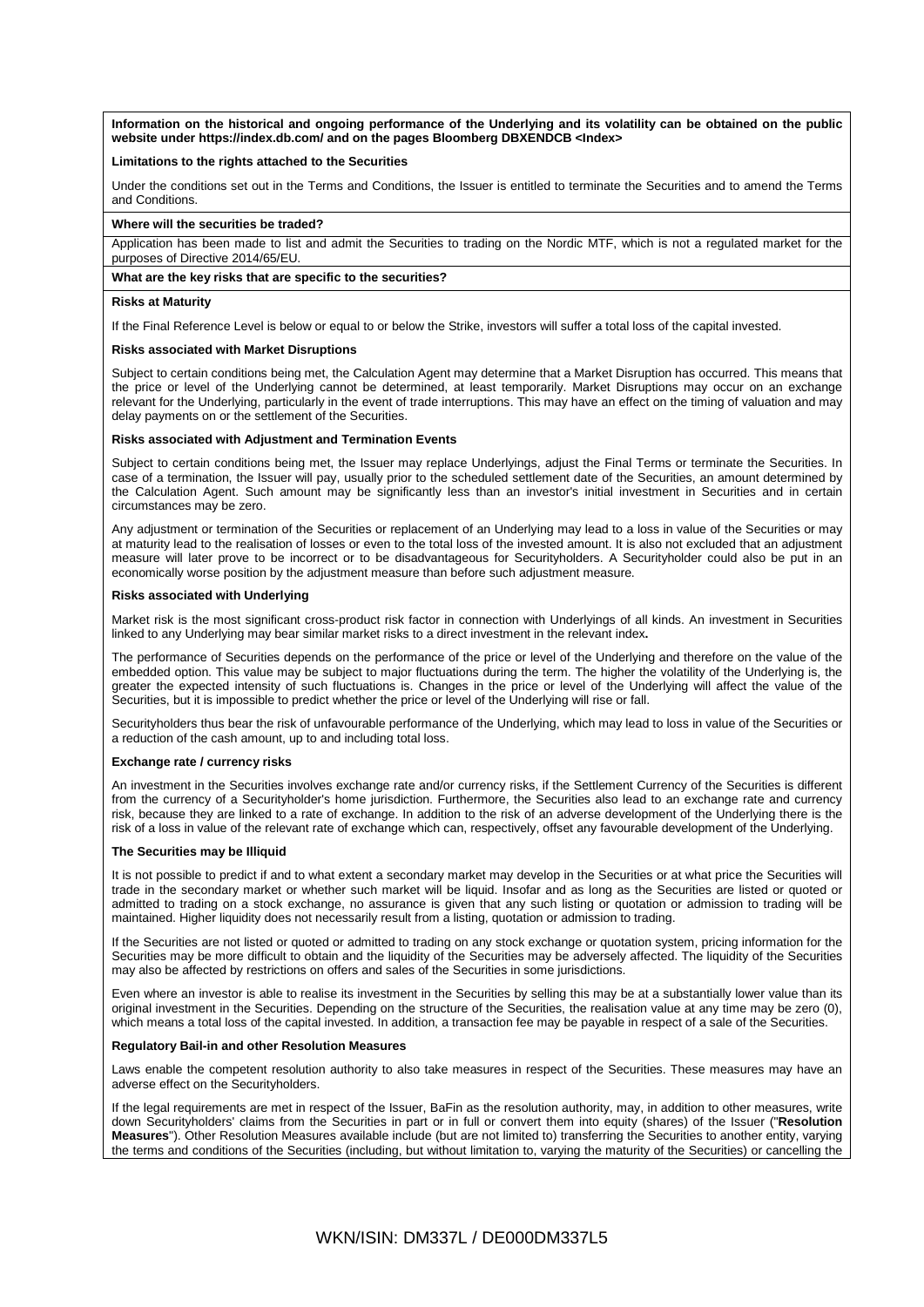**Information on the historical and ongoing performance of the Underlying and its volatility can be obtained on the public website under https://index.db.com/ and on the pages Bloomberg DBXENDCB <Index>**

**Limitations to the rights attached to the Securities**

Under the conditions set out in the Terms and Conditions, the Issuer is entitled to terminate the Securities and to amend the Terms and Conditions.

**Where will the securities be traded?**

Application has been made to list and admit the Securities to trading on the Nordic MTF, which is not a regulated market for the purposes of Directive 2014/65/EU.

**What are the key risks that are specific to the securities?**

**Risks at Maturity**

If the Final Reference Level is below or equal to or below the Strike, investors will suffer a total loss of the capital invested.

**Risks associated with Market Disruptions**

Subject to certain conditions being met, the Calculation Agent may determine that a Market Disruption has occurred. This means that the price or level of the Underlying cannot be determined, at least temporarily. Market Disruptions may occur on an exchange relevant for the Underlying, particularly in the event of trade interruptions. This may have an effect on the timing of valuation and may delay payments on or the settlement of the Securities.

**Risks associated with Adjustment and Termination Events**

Subject to certain conditions being met, the Issuer may replace Underlyings, adjust the Final Terms or terminate the Securities. In case of a termination, the Issuer will pay, usually prior to the scheduled settlement date of the Securities, an amount determined by the Calculation Agent. Such amount may be significantly less than an investor's initial investment in Securities and in certain circumstances may be zero.

Any adjustment or termination of the Securities or replacement of an Underlying may lead to a loss in value of the Securities or may at maturity lead to the realisation of losses or even to the total loss of the invested amount. It is also not excluded that an adjustment measure will later prove to be incorrect or to be disadvantageous for Securityholders. A Securityholder could also be put in an economically worse position by the adjustment measure than before such adjustment measure.

**Risks associated with Underlying**

Market risk is the most significant cross-product risk factor in connection with Underlyings of all kinds. An investment in Securities linked to any Underlying may bear similar market risks to a direct investment in the relevant index.

The performance of Securities depends on the performance of the price or level of the Underlying and therefore on the value of the embedded option. This value may be subject to major fluctuations during the term. The higher the volatility of the Underlying is, the greater the expected intensity of such fluctuations is. Changes in the price or level of the Underlying will affect the value of the Securities, but it is impossible to predict whether the price or level of the Underlying will rise or fall.

Securityholders thus bear the risk of unfavourable performance of the Underlying, which may lead to loss in value of the Securities or a reduction of the cash amount, up to and including total loss.

**Exchange rate / currency risks**

An investment in the Securities involves exchange rate and/or currency risks, if the Settlement Currency of the Securities is different from the currency of a Securityholder's home jurisdiction. Furthermore, the Securities also lead to an exchange rate and currency risk, because they are linked to a rate of exchange. In addition to the risk of an adverse development of the Underlying there is the risk of a loss in value of the relevant rate of exchange which can, respectively, offset any favourable development of the Underlying.

**The Securities may be Illiquid**

It is not possible to predict if and to what extent a secondary market may develop in the Securities or at what price the Securities will trade in the secondary market or whether such market will be liquid. Insofar and as long as the Securities are listed or quoted or admitted to trading on a stock exchange, no assurance is given that any such listing or quotation or admission to trading will be maintained. Higher liquidity does not necessarily result from a listing, quotation or admission to trading.

If the Securities are not listed or quoted or admitted to trading on any stock exchange or quotation system, pricing information for the Securities may be more difficult to obtain and the liquidity of the Securities may be adversely affected. The liquidity of the Securities may also be affected by restrictions on offers and sales of the Securities in some jurisdictions.

Even where an investor is able to realise its investment in the Securities by selling this may be at a substantially lower value than its original investment in the Securities. Depending on the structure of the Securities, the realisation value at any time may be zero (0), which means a total loss of the capital invested. In addition, a transaction fee may be payable in respect of a sale of the Securities.

**Regulatory Bail-in and other Resolution Measures**

Laws enable the competent resolution authority to also take measures in respect of the Securities. These measures may have an adverse effect on the Securityholders.

If the legal requirements are met in respect of the Issuer, BaFin as the resolution authority, may, in addition to other measures, write down Securityholders' claims from the Securities in part or in full or convert them into equity (shares) of the Issuer ("**Resolution Measures**"). Other Resolution Measures available include (but are not limited to) transferring the Securities to another entity, varying the terms and conditions of the Securities (including, but without limitation to, varying the maturity of the Securities) or cancelling the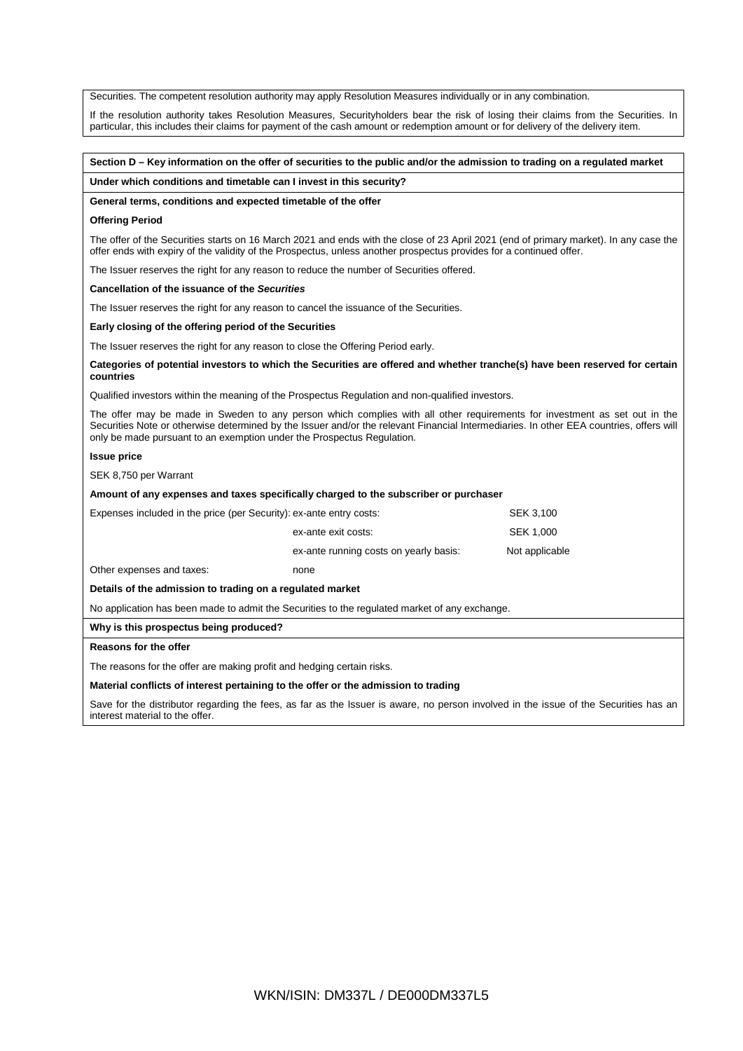Securities. The competent resolution authority may apply Resolution Measures individually or in any combination.

If the resolution authority takes Resolution Measures, Securityholders bear the risk of losing their claims from the Securities. In particular, this includes their claims for payment of the cash amount or redemption amount or for delivery of the delivery item.

**Section D – Key information on the offer of securities to the public and/or the admission to trading on a regulated market**

**Under which conditions and timetable can I invest in this security?**

**General terms, conditions and expected timetable of the offer**

**Offering Period**

The offer of the Securities starts on 16 March 2021 and ends with the close of 23 April 2021 (end of primary market). In any case the offer ends with expiry of the validity of the Prospectus, unless another prospectus provides for a continued offer.

The Issuer reserves the right for any reason to reduce the number of Securities offered.

**Cancellation of the issuance of the *Securities***

The Issuer reserves the right for any reason to cancel the issuance of the Securities.

**Early closing of the offering period of the Securities**

The Issuer reserves the right for any reason to close the Offering Period early.

**Categories of potential investors to which the Securities are offered and whether tranche(s) have been reserved for certain countries**

Qualified investors within the meaning of the Prospectus Regulation and non-qualified investors.

The offer may be made in Sweden to any person which complies with all other requirements for investment as set out in the Securities Note or otherwise determined by the Issuer and/or the relevant Financial Intermediaries. In other EEA countries, offers will only be made pursuant to an exemption under the Prospectus Regulation.

**Issue price**

SEK 8,750 per Warrant

**Amount of any expenses and taxes specifically charged to the subscriber or purchaser**

| | | |
|---|---|---|
| Expenses included in the price (per Security): | ex-ante entry costs: | SEK 3,100 |
| | ex-ante exit costs: | SEK 1,000 |
| | ex-ante running costs on yearly basis: | Not applicable |
| Other expenses and taxes: | none | |

**Details of the admission to trading on a regulated market**

No application has been made to admit the Securities to the regulated market of any exchange.

**Why is this prospectus being produced?**

**Reasons for the offer**

The reasons for the offer are making profit and hedging certain risks.

**Material conflicts of interest pertaining to the offer or the admission to trading**

Save for the distributor regarding the fees, as far as the Issuer is aware, no person involved in the issue of the Securities has an interest material to the offer.